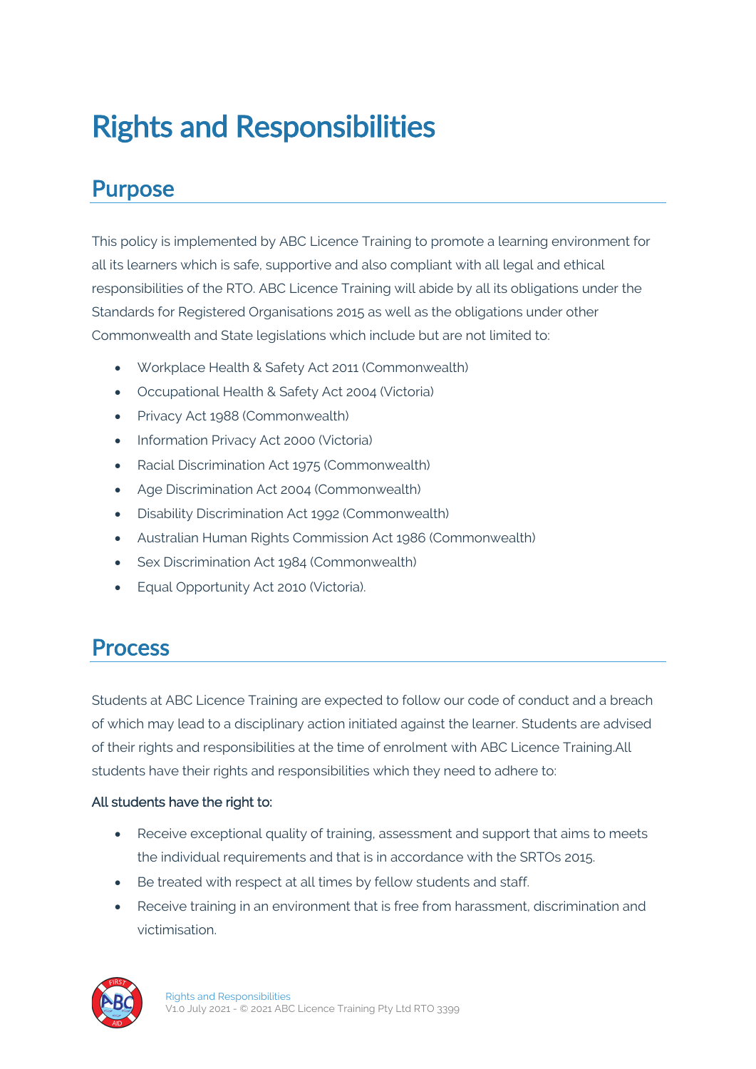# Rights and Responsibilities

## Purpose

This policy is implemented by ABC Licence Training to promote a learning environment for all its learners which is safe, supportive and also compliant with all legal and ethical responsibilities of the RTO. ABC Licence Training will abide by all its obligations under the Standards for Registered Organisations 2015 as well as the obligations under other Commonwealth and State legislations which include but are not limited to:

- Workplace Health & Safety Act 2011 (Commonwealth)
- Occupational Health & Safety Act 2004 (Victoria)
- Privacy Act 1988 (Commonwealth)
- Information Privacy Act 2000 (Victoria)
- Racial Discrimination Act 1975 (Commonwealth)
- Age Discrimination Act 2004 (Commonwealth)
- Disability Discrimination Act 1992 (Commonwealth)
- Australian Human Rights Commission Act 1986 (Commonwealth)
- Sex Discrimination Act 1984 (Commonwealth)
- Equal Opportunity Act 2010 (Victoria).

## Process

Students at ABC Licence Training are expected to follow our code of conduct and a breach of which may lead to a disciplinary action initiated against the learner. Students are advised of their rights and responsibilities at the time of enrolment with ABC Licence Training.All students have their rights and responsibilities which they need to adhere to:

**All students have the right to:**

- Receive exceptional quality of training, assessment and support that aims to meets the individual requirements and that is in accordance with the SRTOs 2015.
- Be treated with respect at all times by fellow students and staff.
- Receive training in an environment that is free from harassment, discrimination and victimisation.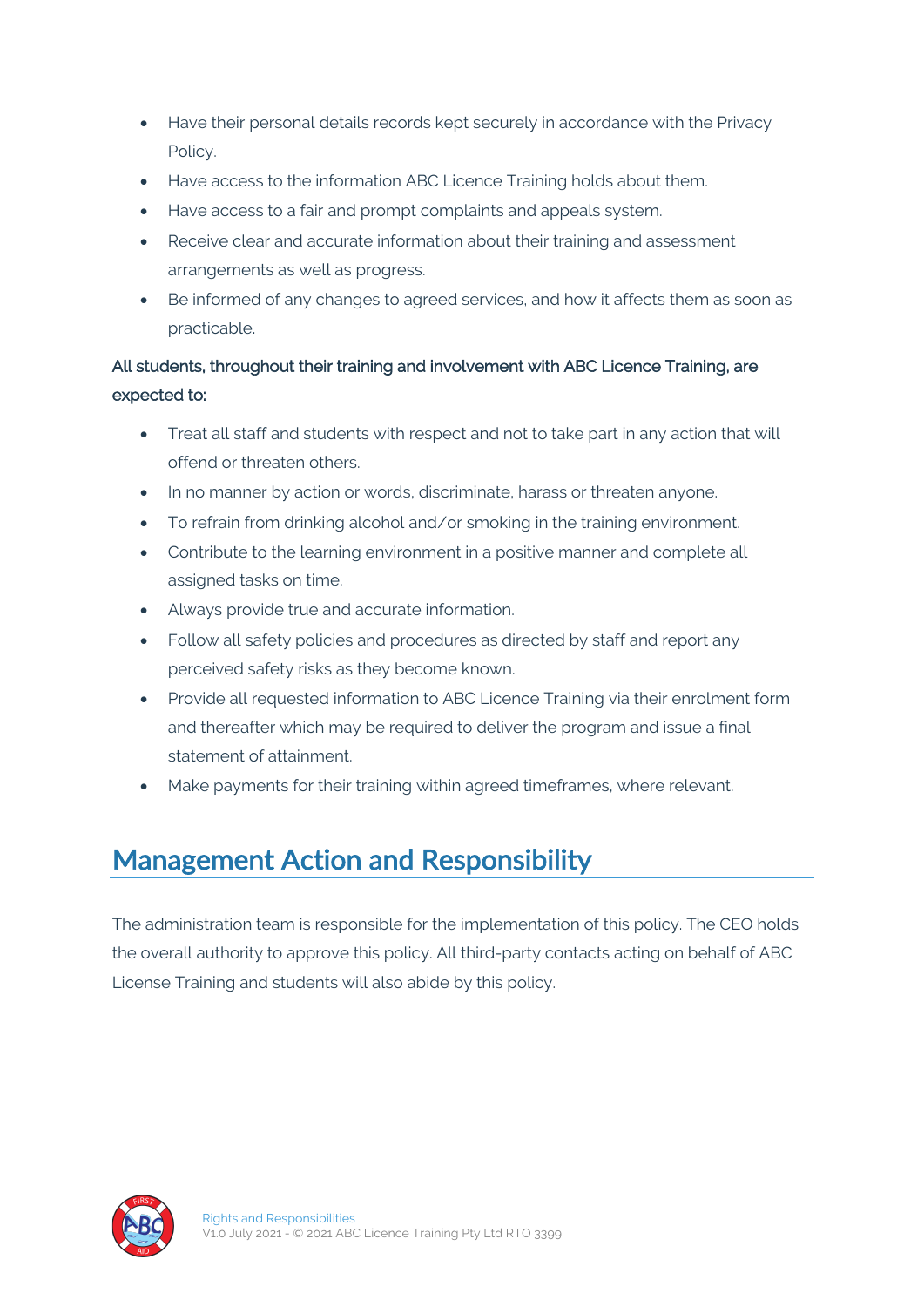- Have their personal details records kept securely in accordance with the Privacy Policy.
- Have access to the information ABC Licence Training holds about them.
- Have access to a fair and prompt complaints and appeals system.
- Receive clear and accurate information about their training and assessment arrangements as well as progress.
- Be informed of any changes to agreed services, and how it affects them as soon as practicable.

All students, throughout their training and involvement with ABC Licence Training, are expected to:

- Treat all staff and students with respect and not to take part in any action that will offend or threaten others.
- In no manner by action or words, discriminate, harass or threaten anyone.
- To refrain from drinking alcohol and/or smoking in the training environment.
- Contribute to the learning environment in a positive manner and complete all assigned tasks on time.
- Always provide true and accurate information.
- Follow all safety policies and procedures as directed by staff and report any perceived safety risks as they become known.
- Provide all requested information to ABC Licence Training via their enrolment form and thereafter which may be required to deliver the program and issue a final statement of attainment.
- Make payments for their training within agreed timeframes, where relevant.

## Management Action and Responsibility

The administration team is responsible for the implementation of this policy. The CEO holds the overall authority to approve this policy. All third-party contacts acting on behalf of ABC License Training and students will also abide by this policy.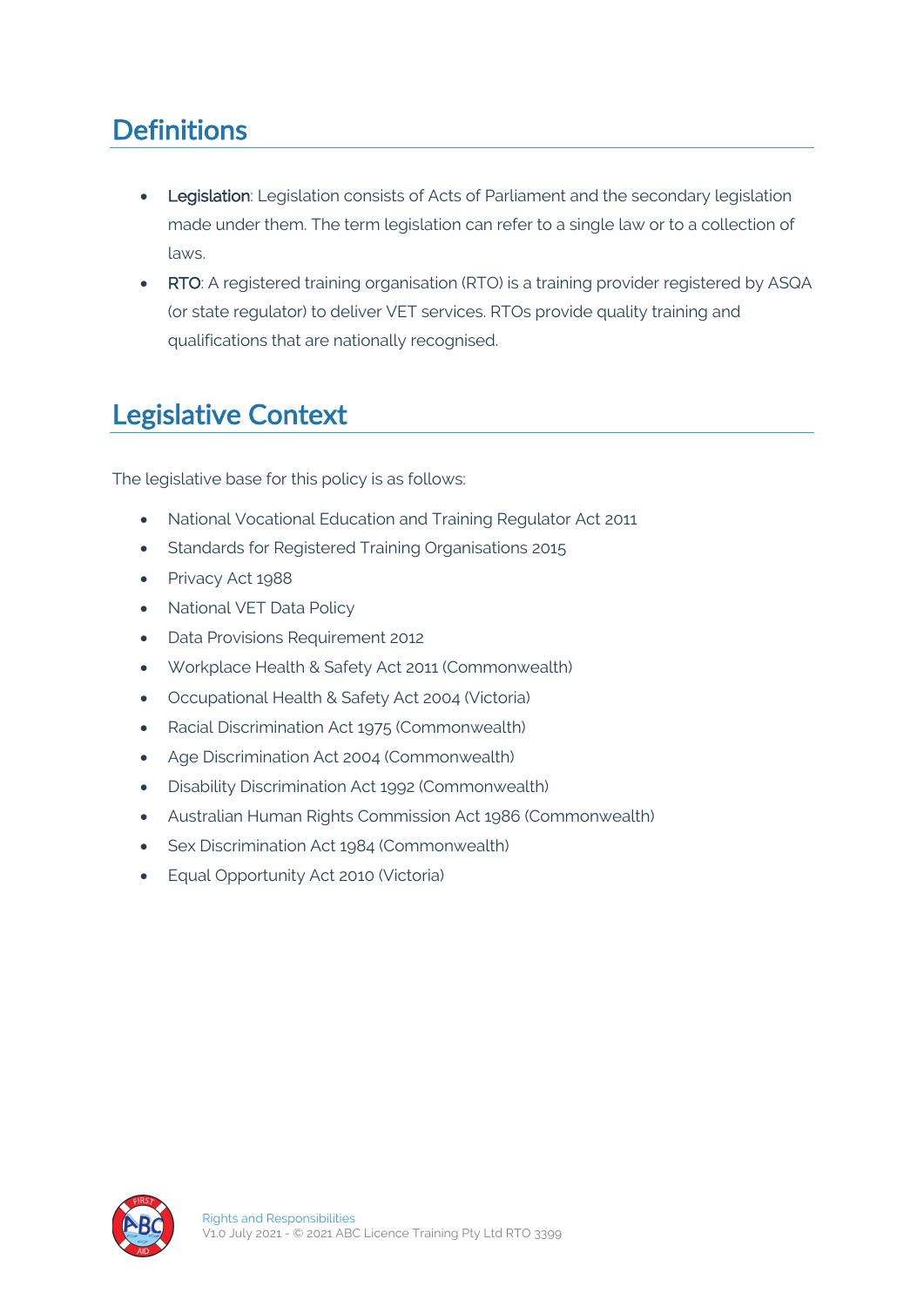## Definitions

- **Legislation**: Legislation consists of Acts of Parliament and the secondary legislation made under them. The term legislation can refer to a single law or to a collection of laws.
- **RTO**: A registered training organisation (RTO) is a training provider registered by ASQA (or state regulator) to deliver VET services. RTOs provide quality training and qualifications that are nationally recognised.

## Legislative Context

The legislative base for this policy is as follows:

- National Vocational Education and Training Regulator Act 2011
- Standards for Registered Training Organisations 2015
- Privacy Act 1988
- National VET Data Policy
- Data Provisions Requirement 2012
- Workplace Health & Safety Act 2011 (Commonwealth)
- Occupational Health & Safety Act 2004 (Victoria)
- Racial Discrimination Act 1975 (Commonwealth)
- Age Discrimination Act 2004 (Commonwealth)
- Disability Discrimination Act 1992 (Commonwealth)
- Australian Human Rights Commission Act 1986 (Commonwealth)
- Sex Discrimination Act 1984 (Commonwealth)
- Equal Opportunity Act 2010 (Victoria)